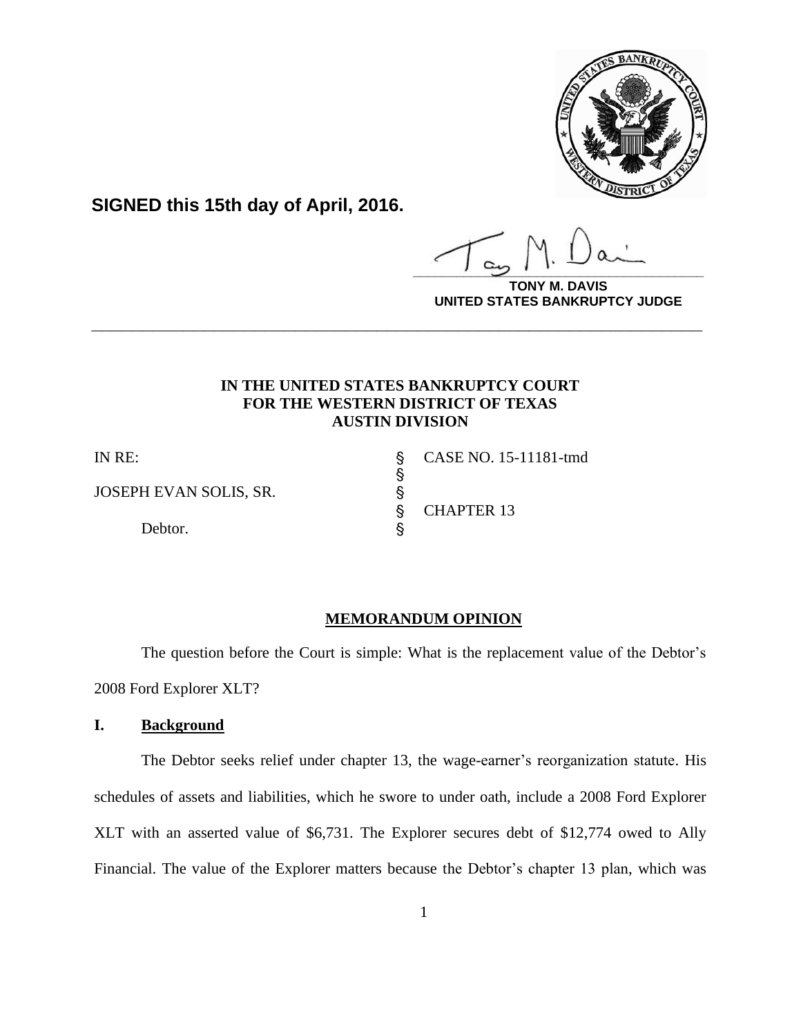**SIGNED this 15th day of April, 2016.**

**TONY M. DAVIS**
**UNITED STATES BANKRUPTCY JUDGE**

---

**IN THE UNITED STATES BANKRUPTCY COURT**
**FOR THE WESTERN DISTRICT OF TEXAS**
**AUSTIN DIVISION**

| | | |
|---|---|---|
| IN RE: | § | CASE NO. 15-11181-tmd |
| | § | |
| JOSEPH EVAN SOLIS, SR. | § | |
| | § | CHAPTER 13 |
| Debtor. | § | |

**MEMORANDUM OPINION**

The question before the Court is simple: What is the replacement value of the Debtor's 2008 Ford Explorer XLT?

## I. Background

The Debtor seeks relief under chapter 13, the wage-earner's reorganization statute. His schedules of assets and liabilities, which he swore to under oath, include a 2008 Ford Explorer XLT with an asserted value of $6,731. The Explorer secures debt of $12,774 owed to Ally Financial. The value of the Explorer matters because the Debtor's chapter 13 plan, which was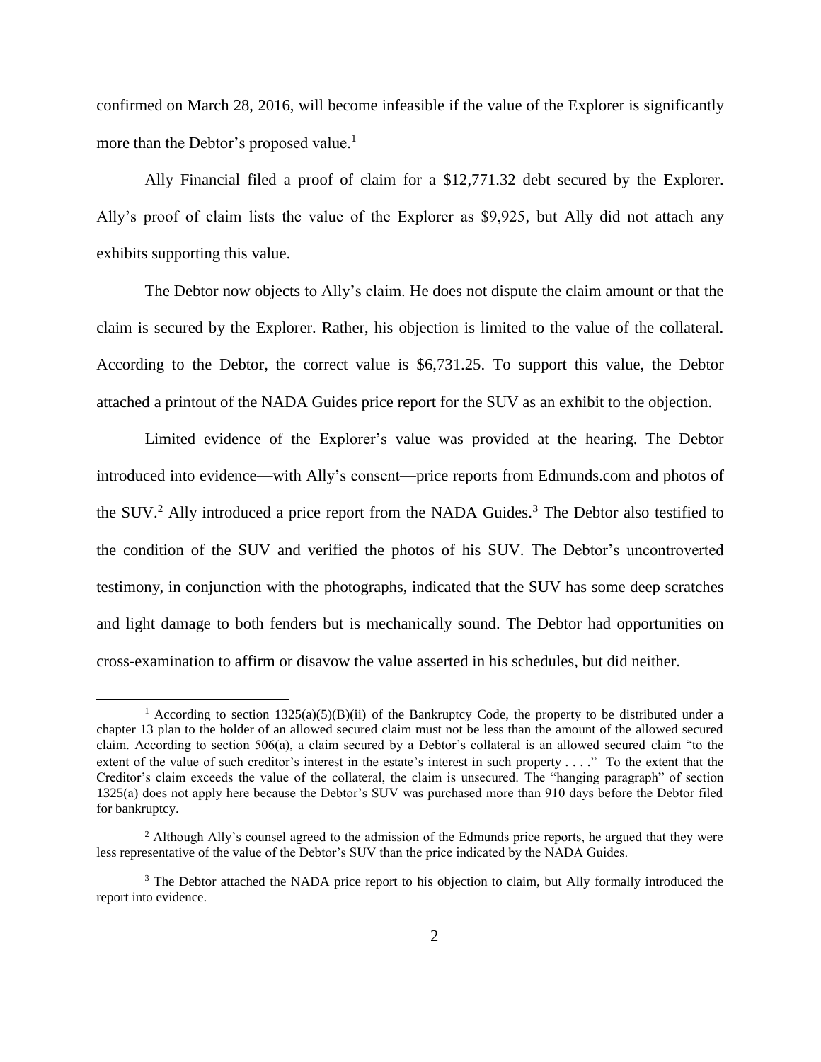confirmed on March 28, 2016, will become infeasible if the value of the Explorer is significantly more than the Debtor's proposed value.[1]

Ally Financial filed a proof of claim for a $12,771.32 debt secured by the Explorer. Ally's proof of claim lists the value of the Explorer as $9,925, but Ally did not attach any exhibits supporting this value.

The Debtor now objects to Ally's claim. He does not dispute the claim amount or that the claim is secured by the Explorer. Rather, his objection is limited to the value of the collateral. According to the Debtor, the correct value is $6,731.25. To support this value, the Debtor attached a printout of the NADA Guides price report for the SUV as an exhibit to the objection.

Limited evidence of the Explorer's value was provided at the hearing. The Debtor introduced into evidence—with Ally's consent—price reports from Edmunds.com and photos of the SUV.[2] Ally introduced a price report from the NADA Guides.[3] The Debtor also testified to the condition of the SUV and verified the photos of his SUV. The Debtor's uncontroverted testimony, in conjunction with the photographs, indicated that the SUV has some deep scratches and light damage to both fenders but is mechanically sound. The Debtor had opportunities on cross-examination to affirm or disavow the value asserted in his schedules, but did neither.

---

[1] According to section 1325(a)(5)(B)(ii) of the Bankruptcy Code, the property to be distributed under a chapter 13 plan to the holder of an allowed secured claim must not be less than the amount of the allowed secured claim. According to section 506(a), a claim secured by a Debtor's collateral is an allowed secured claim "to the extent of the value of such creditor's interest in the estate's interest in such property . . . ." To the extent that the Creditor's claim exceeds the value of the collateral, the claim is unsecured. The "hanging paragraph" of section 1325(a) does not apply here because the Debtor's SUV was purchased more than 910 days before the Debtor filed for bankruptcy.

[2] Although Ally's counsel agreed to the admission of the Edmunds price reports, he argued that they were less representative of the value of the Debtor's SUV than the price indicated by the NADA Guides.

[3] The Debtor attached the NADA price report to his objection to claim, but Ally formally introduced the report into evidence.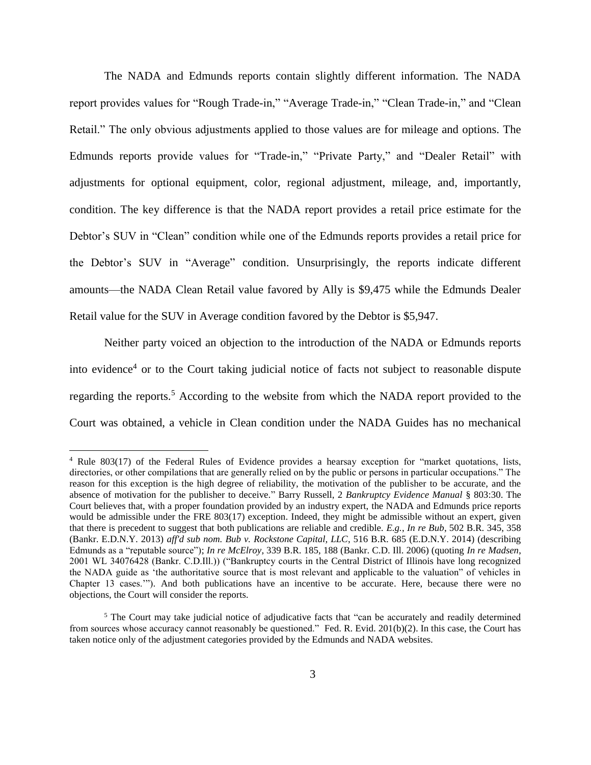The NADA and Edmunds reports contain slightly different information. The NADA report provides values for "Rough Trade-in," "Average Trade-in," "Clean Trade-in," and "Clean Retail." The only obvious adjustments applied to those values are for mileage and options. The Edmunds reports provide values for "Trade-in," "Private Party," and "Dealer Retail" with adjustments for optional equipment, color, regional adjustment, mileage, and, importantly, condition. The key difference is that the NADA report provides a retail price estimate for the Debtor's SUV in "Clean" condition while one of the Edmunds reports provides a retail price for the Debtor's SUV in "Average" condition. Unsurprisingly, the reports indicate different amounts—the NADA Clean Retail value favored by Ally is $9,475 while the Edmunds Dealer Retail value for the SUV in Average condition favored by the Debtor is $5,947.

Neither party voiced an objection to the introduction of the NADA or Edmunds reports into evidence[4] or to the Court taking judicial notice of facts not subject to reasonable dispute regarding the reports.[5] According to the website from which the NADA report provided to the Court was obtained, a vehicle in Clean condition under the NADA Guides has no mechanical

---

[4] Rule 803(17) of the Federal Rules of Evidence provides a hearsay exception for "market quotations, lists, directories, or other compilations that are generally relied on by the public or persons in particular occupations." The reason for this exception is the high degree of reliability, the motivation of the publisher to be accurate, and the absence of motivation for the publisher to deceive." Barry Russell, 2 *Bankruptcy Evidence Manual* § 803:30. The Court believes that, with a proper foundation provided by an industry expert, the NADA and Edmunds price reports would be admissible under the FRE 803(17) exception. Indeed, they might be admissible without an expert, given that there is precedent to suggest that both publications are reliable and credible. *E.g.*, *In re Bub*, 502 B.R. 345, 358 (Bankr. E.D.N.Y. 2013) *aff'd sub nom. Bub v. Rockstone Capital, LLC*, 516 B.R. 685 (E.D.N.Y. 2014) (describing Edmunds as a "reputable source"); *In re McElroy*, 339 B.R. 185, 188 (Bankr. C.D. Ill. 2006) (quoting *In re Madsen*, 2001 WL 34076428 (Bankr. C.D.Ill.)) ("Bankruptcy courts in the Central District of Illinois have long recognized the NADA guide as 'the authoritative source that is most relevant and applicable to the valuation" of vehicles in Chapter 13 cases.'"). And both publications have an incentive to be accurate. Here, because there were no objections, the Court will consider the reports.

[5] The Court may take judicial notice of adjudicative facts that "can be accurately and readily determined from sources whose accuracy cannot reasonably be questioned." Fed. R. Evid. 201(b)(2). In this case, the Court has taken notice only of the adjustment categories provided by the Edmunds and NADA websites.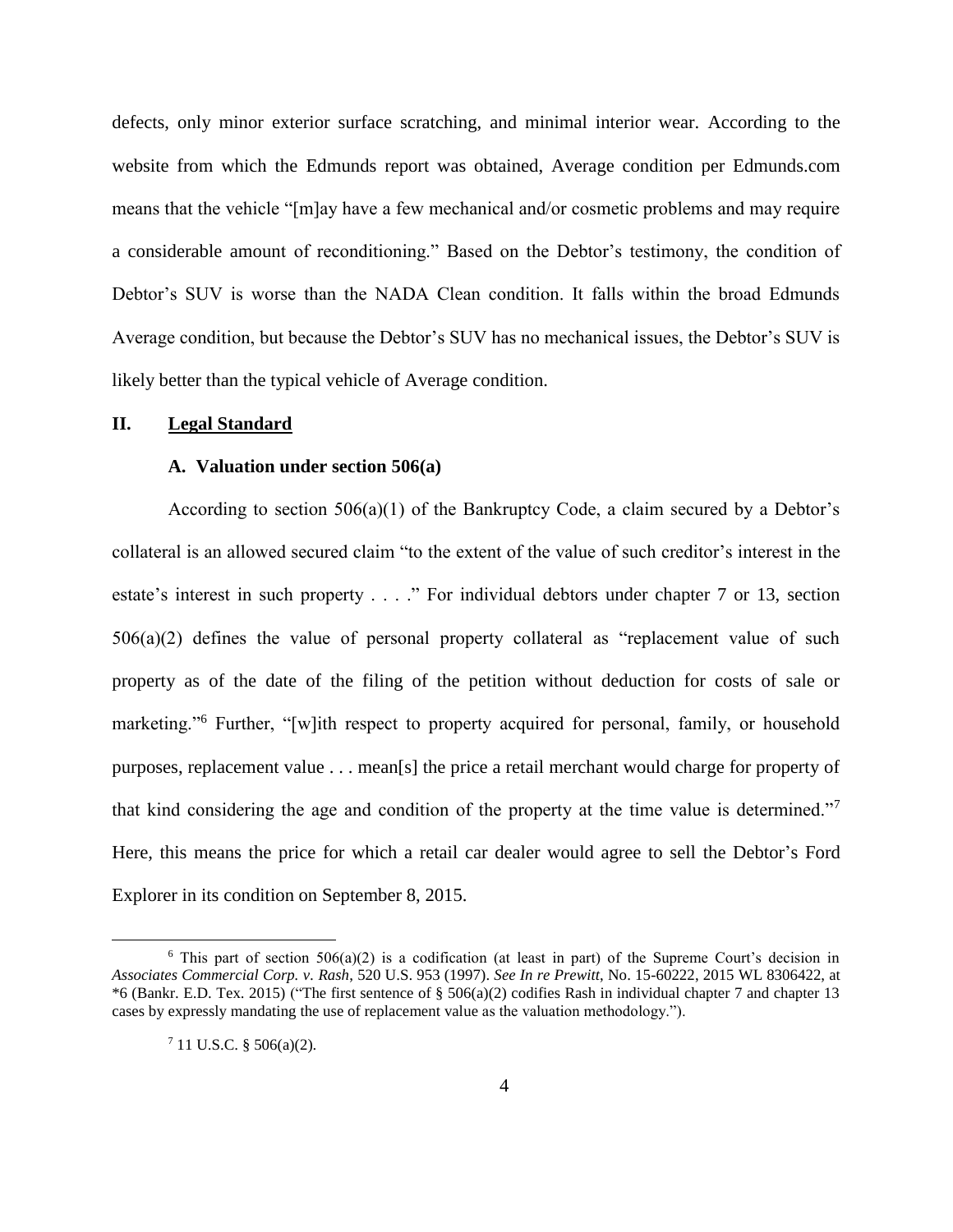defects, only minor exterior surface scratching, and minimal interior wear. According to the website from which the Edmunds report was obtained, Average condition per Edmunds.com means that the vehicle "[m]ay have a few mechanical and/or cosmetic problems and may require a considerable amount of reconditioning." Based on the Debtor's testimony, the condition of Debtor's SUV is worse than the NADA Clean condition. It falls within the broad Edmunds Average condition, but because the Debtor's SUV has no mechanical issues, the Debtor's SUV is likely better than the typical vehicle of Average condition.

## II. Legal Standard

### A. Valuation under section 506(a)

According to section 506(a)(1) of the Bankruptcy Code, a claim secured by a Debtor's collateral is an allowed secured claim "to the extent of the value of such creditor's interest in the estate's interest in such property . . . ." For individual debtors under chapter 7 or 13, section 506(a)(2) defines the value of personal property collateral as "replacement value of such property as of the date of the filing of the petition without deduction for costs of sale or marketing."[6] Further, "[w]ith respect to property acquired for personal, family, or household purposes, replacement value . . . mean[s] the price a retail merchant would charge for property of that kind considering the age and condition of the property at the time value is determined."[7] Here, this means the price for which a retail car dealer would agree to sell the Debtor's Ford Explorer in its condition on September 8, 2015.

---

[6] This part of section 506(a)(2) is a codification (at least in part) of the Supreme Court's decision in *Associates Commercial Corp. v. Rash*, 520 U.S. 953 (1997). *See In re Prewitt*, No. 15-60222, 2015 WL 8306422, at *6 (Bankr. E.D. Tex. 2015) ("The first sentence of § 506(a)(2) codifies Rash in individual chapter 7 and chapter 13 cases by expressly mandating the use of replacement value as the valuation methodology.").

[7] 11 U.S.C. § 506(a)(2).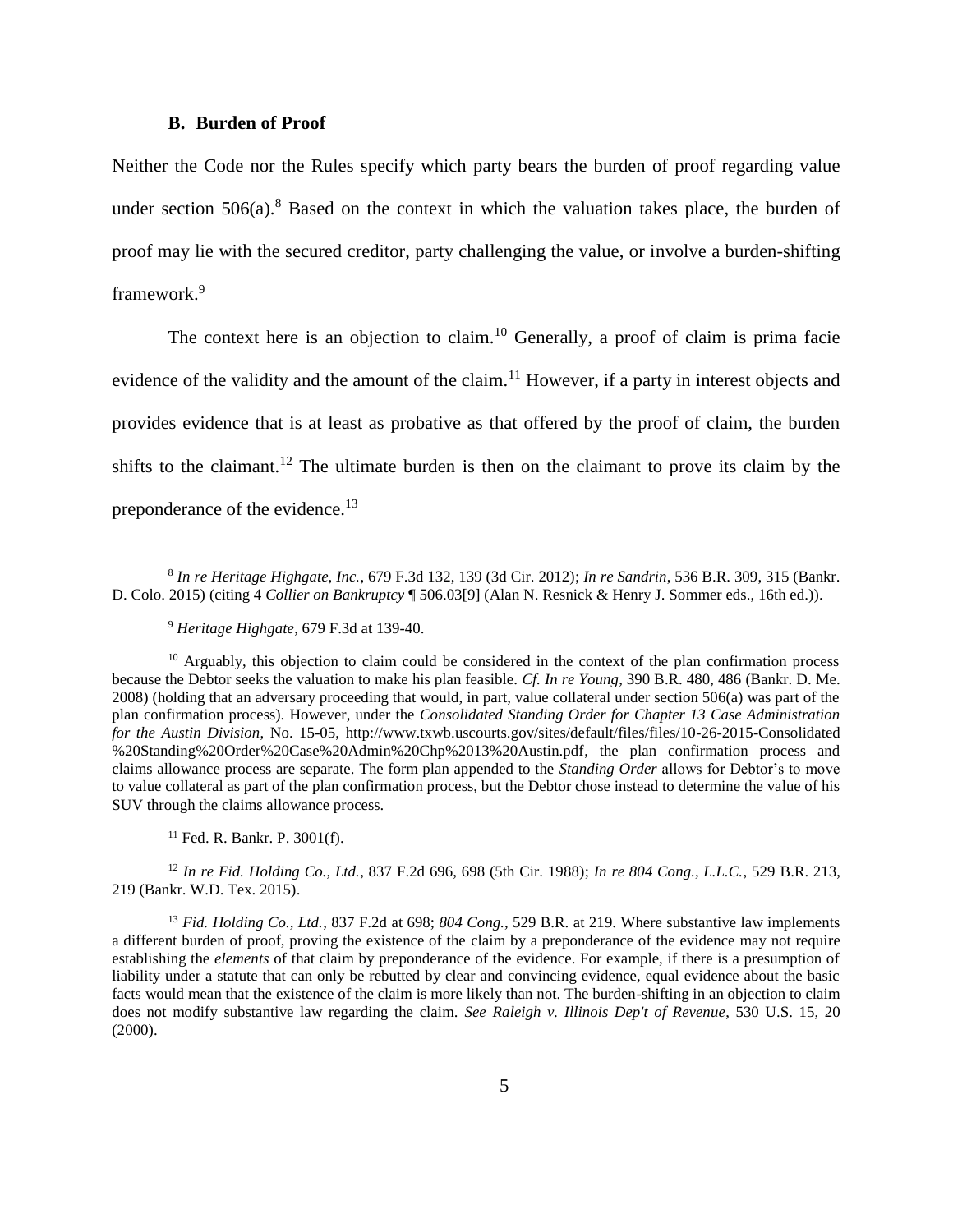### B. Burden of Proof

Neither the Code nor the Rules specify which party bears the burden of proof regarding value under section 506(a).[8] Based on the context in which the valuation takes place, the burden of proof may lie with the secured creditor, party challenging the value, or involve a burden-shifting framework.[9]

The context here is an objection to claim.[10] Generally, a proof of claim is prima facie evidence of the validity and the amount of the claim.[11] However, if a party in interest objects and provides evidence that is at least as probative as that offered by the proof of claim, the burden shifts to the claimant.[12] The ultimate burden is then on the claimant to prove its claim by the preponderance of the evidence.[13]

---

[8] *In re Heritage Highgate, Inc.*, 679 F.3d 132, 139 (3d Cir. 2012); *In re Sandrin*, 536 B.R. 309, 315 (Bankr. D. Colo. 2015) (citing 4 *Collier on Bankruptcy* ¶ 506.03[9] (Alan N. Resnick & Henry J. Sommer eds., 16th ed.)).

[9] *Heritage Highgate*, 679 F.3d at 139-40.

[10] Arguably, this objection to claim could be considered in the context of the plan confirmation process because the Debtor seeks the valuation to make his plan feasible. *Cf. In re Young*, 390 B.R. 480, 486 (Bankr. D. Me. 2008) (holding that an adversary proceeding that would, in part, value collateral under section 506(a) was part of the plan confirmation process). However, under the *Consolidated Standing Order for Chapter 13 Case Administration for the Austin Division*, No. 15-05, http://www.txwb.uscourts.gov/sites/default/files/files/10-26-2015-Consolidated%20Standing%20Order%20Case%20Admin%20Chp%2013%20Austin.pdf, the plan confirmation process and claims allowance process are separate. The form plan appended to the *Standing Order* allows for Debtor's to move to value collateral as part of the plan confirmation process, but the Debtor chose instead to determine the value of his SUV through the claims allowance process.

[11] Fed. R. Bankr. P. 3001(f).

[12] *In re Fid. Holding Co., Ltd.*, 837 F.2d 696, 698 (5th Cir. 1988); *In re 804 Cong., L.L.C.*, 529 B.R. 213, 219 (Bankr. W.D. Tex. 2015).

[13] *Fid. Holding Co., Ltd.*, 837 F.2d at 698; *804 Cong.*, 529 B.R. at 219. Where substantive law implements a different burden of proof, proving the existence of the claim by a preponderance of the evidence may not require establishing the *elements* of that claim by preponderance of the evidence. For example, if there is a presumption of liability under a statute that can only be rebutted by clear and convincing evidence, equal evidence about the basic facts would mean that the existence of the claim is more likely than not. The burden-shifting in an objection to claim does not modify substantive law regarding the claim. *See Raleigh v. Illinois Dep't of Revenue*, 530 U.S. 15, 20 (2000).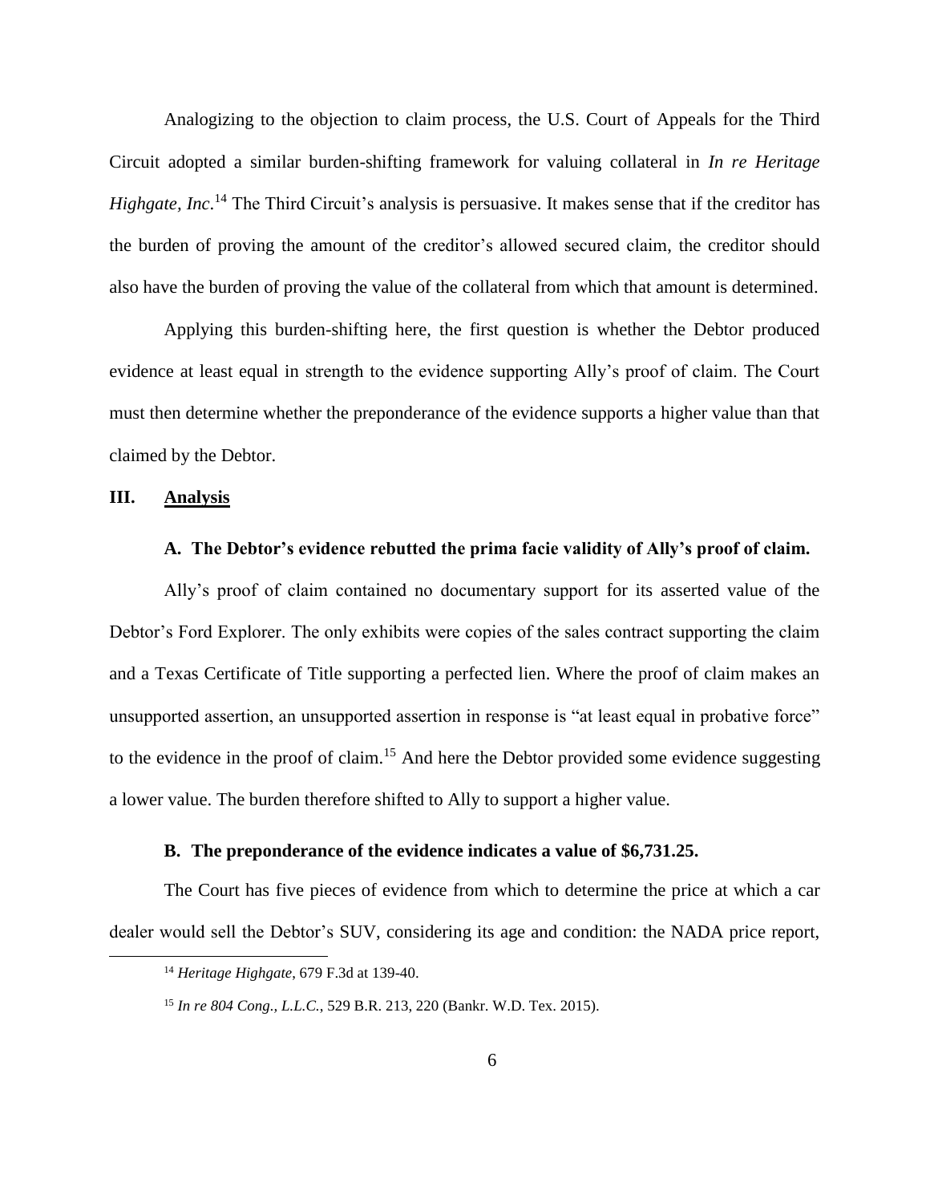Analogizing to the objection to claim process, the U.S. Court of Appeals for the Third Circuit adopted a similar burden-shifting framework for valuing collateral in *In re Heritage Highgate, Inc*.[14] The Third Circuit's analysis is persuasive. It makes sense that if the creditor has the burden of proving the amount of the creditor's allowed secured claim, the creditor should also have the burden of proving the value of the collateral from which that amount is determined.

Applying this burden-shifting here, the first question is whether the Debtor produced evidence at least equal in strength to the evidence supporting Ally's proof of claim. The Court must then determine whether the preponderance of the evidence supports a higher value than that claimed by the Debtor.

## III. Analysis

### A. The Debtor's evidence rebutted the prima facie validity of Ally's proof of claim.

Ally's proof of claim contained no documentary support for its asserted value of the Debtor's Ford Explorer. The only exhibits were copies of the sales contract supporting the claim and a Texas Certificate of Title supporting a perfected lien. Where the proof of claim makes an unsupported assertion, an unsupported assertion in response is "at least equal in probative force" to the evidence in the proof of claim.[15] And here the Debtor provided some evidence suggesting a lower value. The burden therefore shifted to Ally to support a higher value.

### B. The preponderance of the evidence indicates a value of $6,731.25.

The Court has five pieces of evidence from which to determine the price at which a car dealer would sell the Debtor's SUV, considering its age and condition: the NADA price report,

---

[14] *Heritage Highgate*, 679 F.3d at 139-40.

[15] *In re 804 Cong., L.L.C.*, 529 B.R. 213, 220 (Bankr. W.D. Tex. 2015).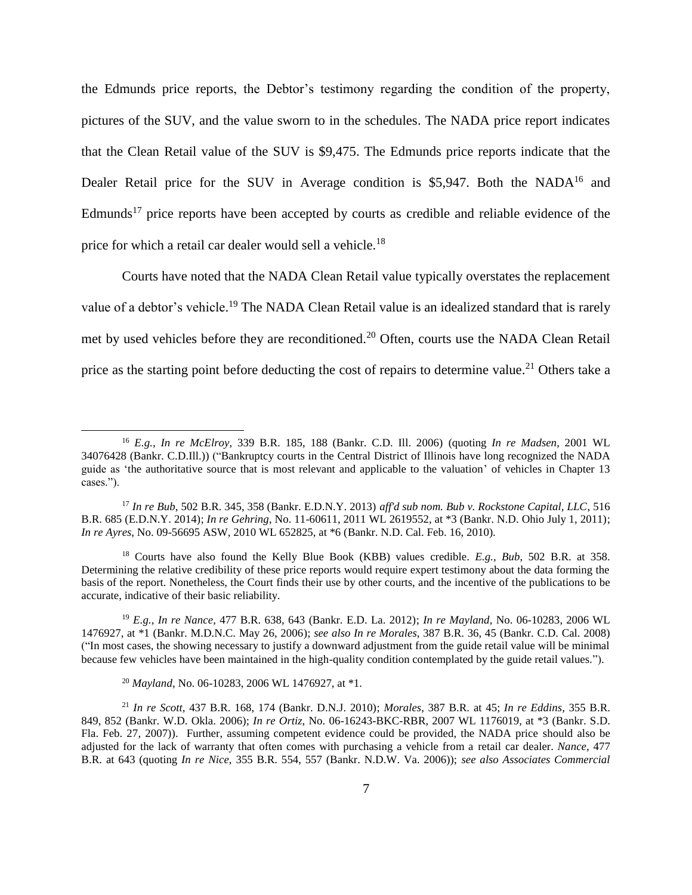the Edmunds price reports, the Debtor's testimony regarding the condition of the property, pictures of the SUV, and the value sworn to in the schedules. The NADA price report indicates that the Clean Retail value of the SUV is $9,475. The Edmunds price reports indicate that the Dealer Retail price for the SUV in Average condition is $5,947. Both the NADA[16] and Edmunds[17] price reports have been accepted by courts as credible and reliable evidence of the price for which a retail car dealer would sell a vehicle.[18]

Courts have noted that the NADA Clean Retail value typically overstates the replacement value of a debtor's vehicle.[19] The NADA Clean Retail value is an idealized standard that is rarely met by used vehicles before they are reconditioned.[20] Often, courts use the NADA Clean Retail price as the starting point before deducting the cost of repairs to determine value.[21] Others take a

---

[16] *E.g.*, *In re McElroy*, 339 B.R. 185, 188 (Bankr. C.D. Ill. 2006) (quoting *In re Madsen*, 2001 WL 34076428 (Bankr. C.D.Ill.)) ("Bankruptcy courts in the Central District of Illinois have long recognized the NADA guide as 'the authoritative source that is most relevant and applicable to the valuation' of vehicles in Chapter 13 cases.").

[17] *In re Bub*, 502 B.R. 345, 358 (Bankr. E.D.N.Y. 2013) *aff'd sub nom. Bub v. Rockstone Capital, LLC*, 516 B.R. 685 (E.D.N.Y. 2014); *In re Gehring*, No. 11-60611, 2011 WL 2619552, at *3 (Bankr. N.D. Ohio July 1, 2011); *In re Ayres*, No. 09-56695 ASW, 2010 WL 652825, at *6 (Bankr. N.D. Cal. Feb. 16, 2010).

[18] Courts have also found the Kelly Blue Book (KBB) values credible. *E.g.*, *Bub*, 502 B.R. at 358. Determining the relative credibility of these price reports would require expert testimony about the data forming the basis of the report. Nonetheless, the Court finds their use by other courts, and the incentive of the publications to be accurate, indicative of their basic reliability.

[19] *E.g.*, *In re Nance*, 477 B.R. 638, 643 (Bankr. E.D. La. 2012); *In re Mayland*, No. 06-10283, 2006 WL 1476927, at *1 (Bankr. M.D.N.C. May 26, 2006); *see also In re Morales*, 387 B.R. 36, 45 (Bankr. C.D. Cal. 2008) ("In most cases, the showing necessary to justify a downward adjustment from the guide retail value will be minimal because few vehicles have been maintained in the high-quality condition contemplated by the guide retail values.").

[20] *Mayland*, No. 06-10283, 2006 WL 1476927, at *1.

[21] *In re Scott*, 437 B.R. 168, 174 (Bankr. D.N.J. 2010); *Morales*, 387 B.R. at 45; *In re Eddins*, 355 B.R. 849, 852 (Bankr. W.D. Okla. 2006); *In re Ortiz*, No. 06-16243-BKC-RBR, 2007 WL 1176019, at *3 (Bankr. S.D. Fla. Feb. 27, 2007)). Further, assuming competent evidence could be provided, the NADA price should also be adjusted for the lack of warranty that often comes with purchasing a vehicle from a retail car dealer. *Nance*, 477 B.R. at 643 (quoting *In re Nice*, 355 B.R. 554, 557 (Bankr. N.D.W. Va. 2006)); *see also Associates Commercial*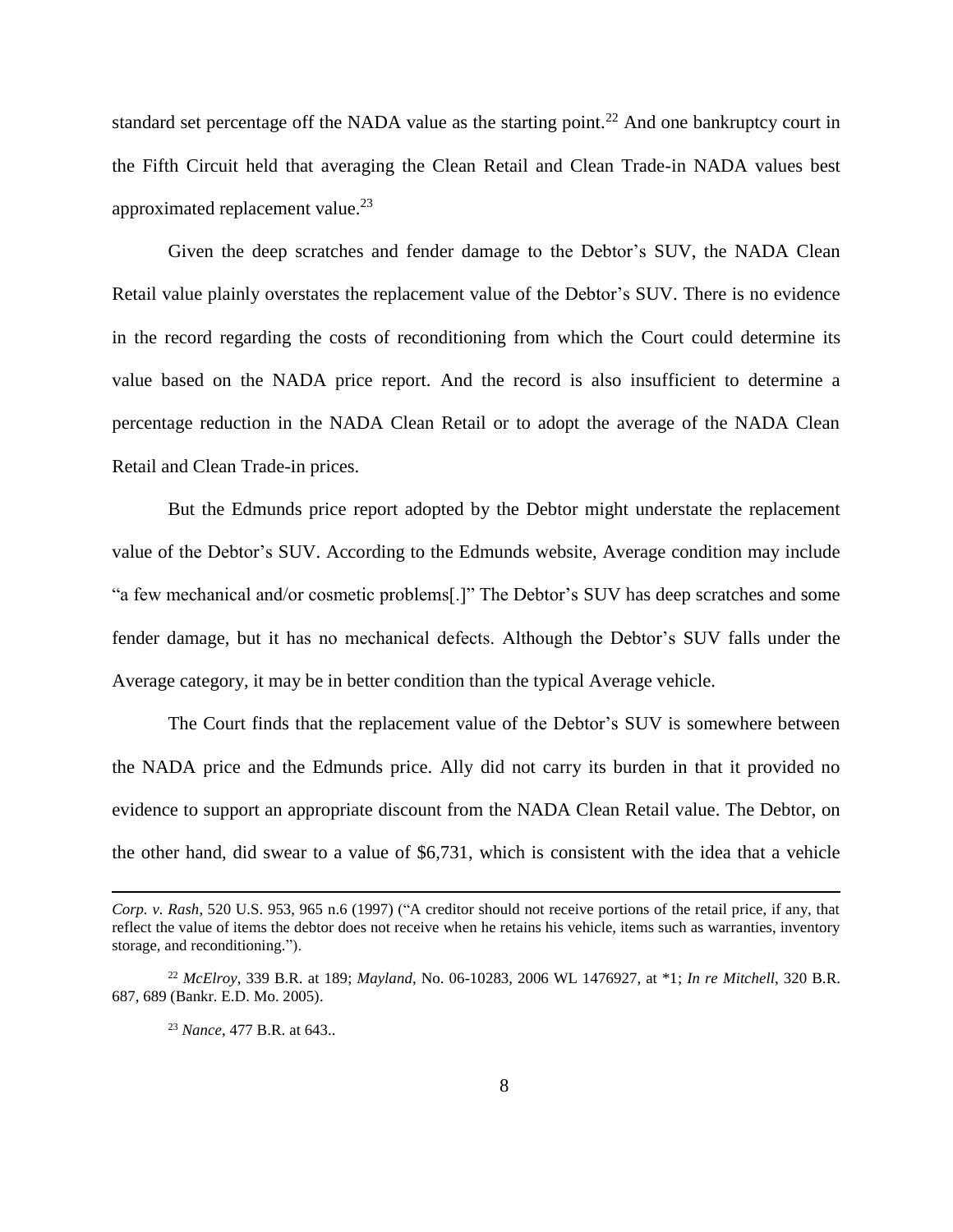standard set percentage off the NADA value as the starting point.[22] And one bankruptcy court in the Fifth Circuit held that averaging the Clean Retail and Clean Trade-in NADA values best approximated replacement value.[23]

Given the deep scratches and fender damage to the Debtor's SUV, the NADA Clean Retail value plainly overstates the replacement value of the Debtor's SUV. There is no evidence in the record regarding the costs of reconditioning from which the Court could determine its value based on the NADA price report. And the record is also insufficient to determine a percentage reduction in the NADA Clean Retail or to adopt the average of the NADA Clean Retail and Clean Trade-in prices.

But the Edmunds price report adopted by the Debtor might understate the replacement value of the Debtor's SUV. According to the Edmunds website, Average condition may include "a few mechanical and/or cosmetic problems[.]" The Debtor's SUV has deep scratches and some fender damage, but it has no mechanical defects. Although the Debtor's SUV falls under the Average category, it may be in better condition than the typical Average vehicle.

The Court finds that the replacement value of the Debtor's SUV is somewhere between the NADA price and the Edmunds price. Ally did not carry its burden in that it provided no evidence to support an appropriate discount from the NADA Clean Retail value. The Debtor, on the other hand, did swear to a value of $6,731, which is consistent with the idea that a vehicle

---

*Corp. v. Rash*, 520 U.S. 953, 965 n.6 (1997) ("A creditor should not receive portions of the retail price, if any, that reflect the value of items the debtor does not receive when he retains his vehicle, items such as warranties, inventory storage, and reconditioning.").

[22] *McElroy*, 339 B.R. at 189; *Mayland*, No. 06-10283, 2006 WL 1476927, at *1; *In re Mitchell*, 320 B.R. 687, 689 (Bankr. E.D. Mo. 2005).

[23] *Nance*, 477 B.R. at 643..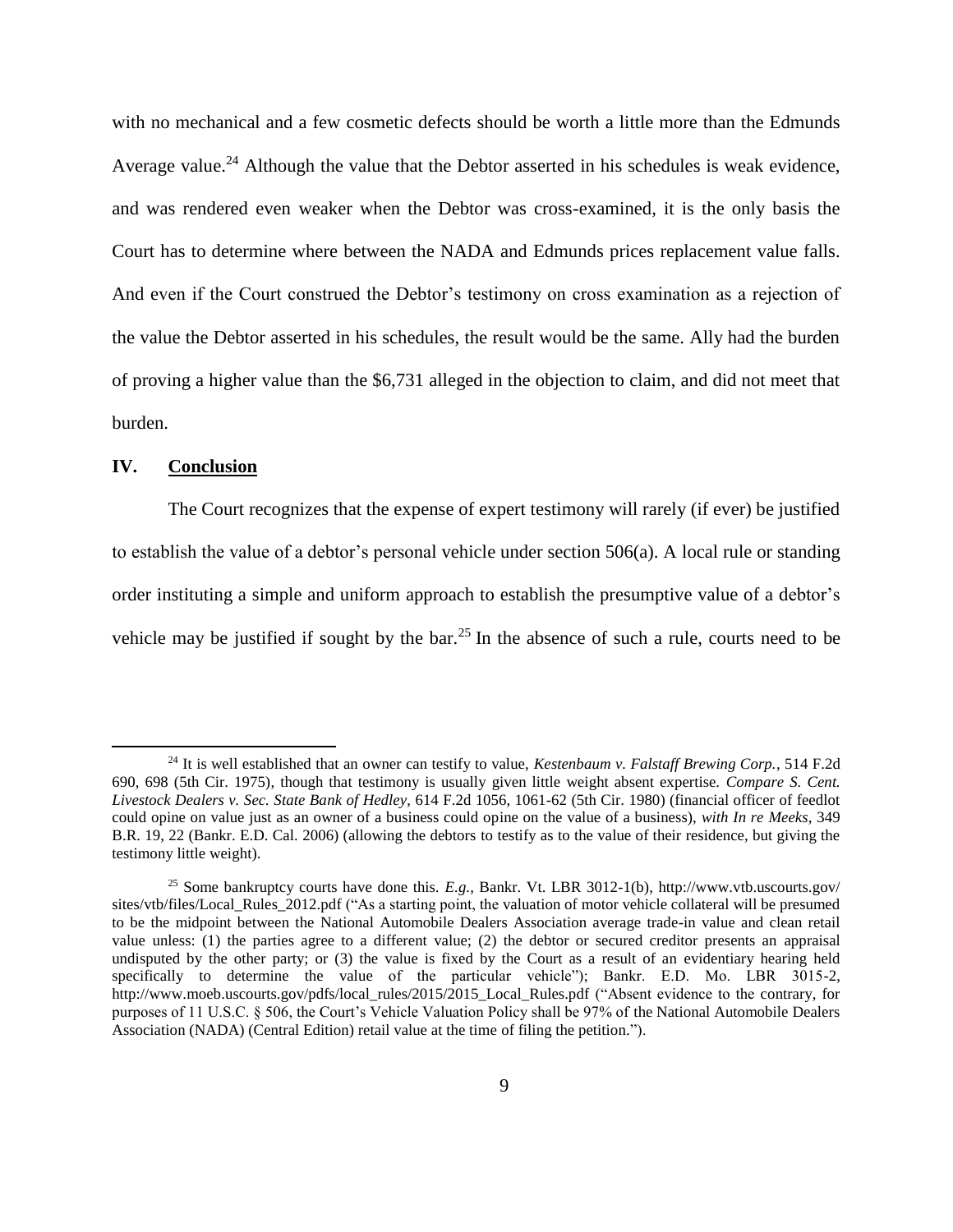with no mechanical and a few cosmetic defects should be worth a little more than the Edmunds Average value.[24] Although the value that the Debtor asserted in his schedules is weak evidence, and was rendered even weaker when the Debtor was cross-examined, it is the only basis the Court has to determine where between the NADA and Edmunds prices replacement value falls. And even if the Court construed the Debtor's testimony on cross examination as a rejection of the value the Debtor asserted in his schedules, the result would be the same. Ally had the burden of proving a higher value than the $6,731 alleged in the objection to claim, and did not meet that burden.

## IV. Conclusion

The Court recognizes that the expense of expert testimony will rarely (if ever) be justified to establish the value of a debtor's personal vehicle under section 506(a). A local rule or standing order instituting a simple and uniform approach to establish the presumptive value of a debtor's vehicle may be justified if sought by the bar.[25] In the absence of such a rule, courts need to be

---

[24] It is well established that an owner can testify to value, *Kestenbaum v. Falstaff Brewing Corp.*, 514 F.2d 690, 698 (5th Cir. 1975), though that testimony is usually given little weight absent expertise. *Compare S. Cent. Livestock Dealers v. Sec. State Bank of Hedley*, 614 F.2d 1056, 1061-62 (5th Cir. 1980) (financial officer of feedlot could opine on value just as an owner of a business could opine on the value of a business), *with In re Meeks*, 349 B.R. 19, 22 (Bankr. E.D. Cal. 2006) (allowing the debtors to testify as to the value of their residence, but giving the testimony little weight).

[25] Some bankruptcy courts have done this. *E.g.*, Bankr. Vt. LBR 3012-1(b), http://www.vtb.uscourts.gov/sites/vtb/files/Local_Rules_2012.pdf ("As a starting point, the valuation of motor vehicle collateral will be presumed to be the midpoint between the National Automobile Dealers Association average trade-in value and clean retail value unless: (1) the parties agree to a different value; (2) the debtor or secured creditor presents an appraisal undisputed by the other party; or (3) the value is fixed by the Court as a result of an evidentiary hearing held specifically to determine the value of the particular vehicle"); Bankr. E.D. Mo. LBR 3015-2, http://www.moeb.uscourts.gov/pdfs/local_rules/2015/2015_Local_Rules.pdf ("Absent evidence to the contrary, for purposes of 11 U.S.C. § 506, the Court's Vehicle Valuation Policy shall be 97% of the National Automobile Dealers Association (NADA) (Central Edition) retail value at the time of filing the petition.").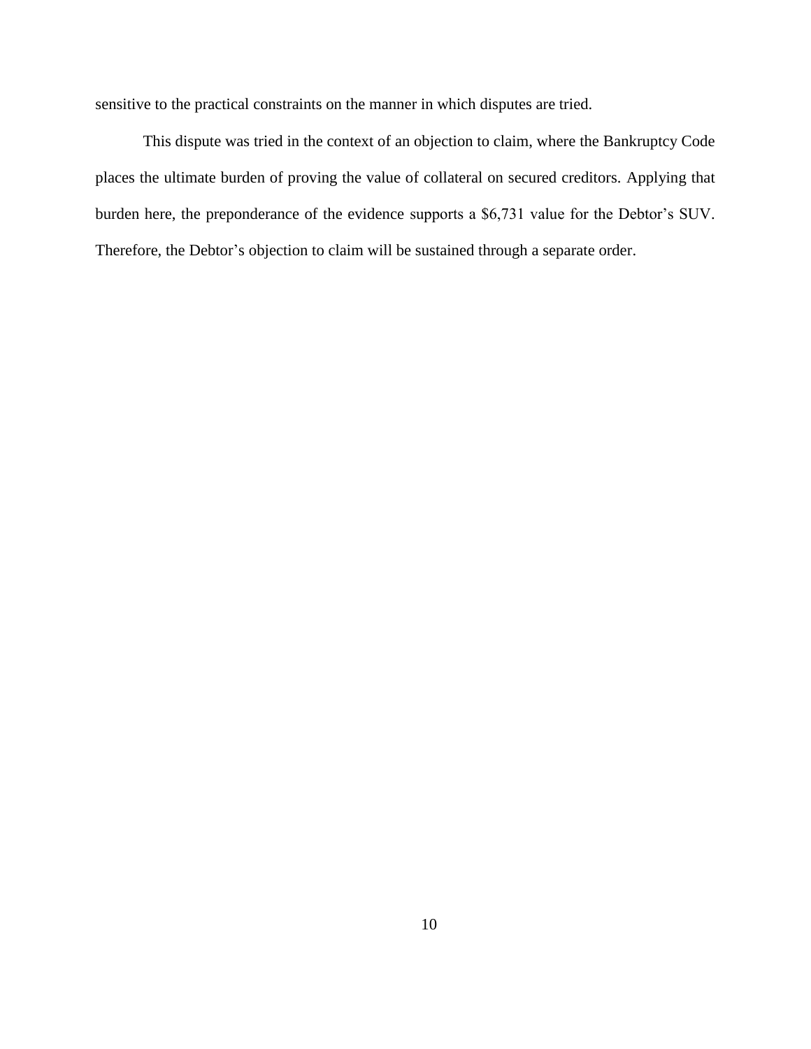sensitive to the practical constraints on the manner in which disputes are tried.

This dispute was tried in the context of an objection to claim, where the Bankruptcy Code places the ultimate burden of proving the value of collateral on secured creditors. Applying that burden here, the preponderance of the evidence supports a $6,731 value for the Debtor's SUV. Therefore, the Debtor's objection to claim will be sustained through a separate order.